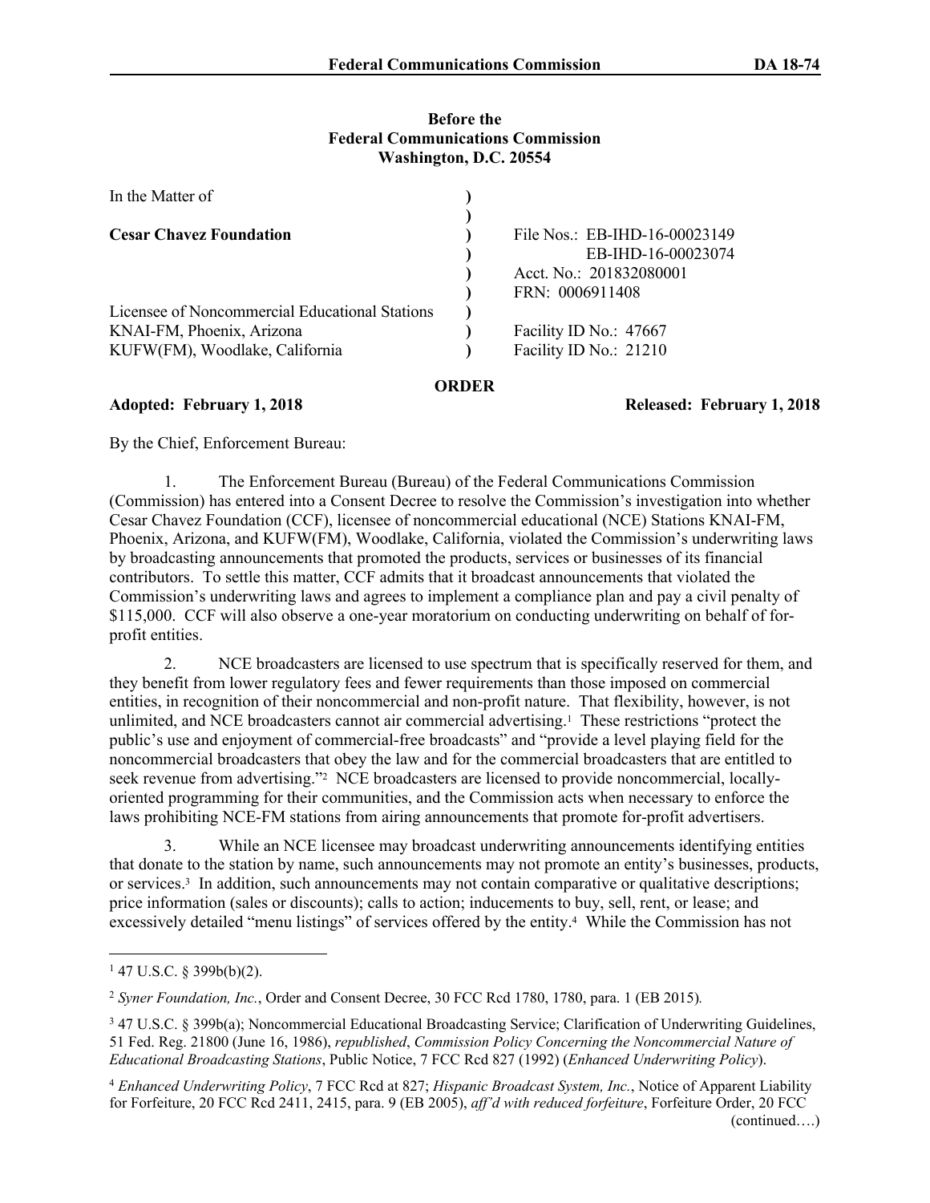**Before the**
**Federal Communications Commission**
**Washington, D.C. 20554**

| | | |
|---|---|---|
| In the Matter of | ) | |
| | ) | |
| **Cesar Chavez Foundation** | ) | File Nos.: EB-IHD-16-00023149 |
| | ) | EB-IHD-16-00023074 |
| | ) | Acct. No.: 201832080001 |
| | ) | FRN: 0006911408 |
| Licensee of Noncommercial Educational Stations | ) | |
| KNAI-FM, Phoenix, Arizona | ) | Facility ID No.: 47667 |
| KUFW(FM), Woodlake, California | ) | Facility ID No.: 21210 |

**ORDER**

**Adopted: February 1, 2018** **Released: February 1, 2018**

By the Chief, Enforcement Bureau:

1. The Enforcement Bureau (Bureau) of the Federal Communications Commission (Commission) has entered into a Consent Decree to resolve the Commission's investigation into whether Cesar Chavez Foundation (CCF), licensee of noncommercial educational (NCE) Stations KNAI-FM, Phoenix, Arizona, and KUFW(FM), Woodlake, California, violated the Commission's underwriting laws by broadcasting announcements that promoted the products, services or businesses of its financial contributors. To settle this matter, CCF admits that it broadcast announcements that violated the Commission's underwriting laws and agrees to implement a compliance plan and pay a civil penalty of $115,000. CCF will also observe a one-year moratorium on conducting underwriting on behalf of for-profit entities.

2. NCE broadcasters are licensed to use spectrum that is specifically reserved for them, and they benefit from lower regulatory fees and fewer requirements than those imposed on commercial entities, in recognition of their noncommercial and non-profit nature. That flexibility, however, is not unlimited, and NCE broadcasters cannot air commercial advertising.[1] These restrictions "protect the public's use and enjoyment of commercial-free broadcasts" and "provide a level playing field for the noncommercial broadcasters that obey the law and for the commercial broadcasters that are entitled to seek revenue from advertising."[2] NCE broadcasters are licensed to provide noncommercial, locally-oriented programming for their communities, and the Commission acts when necessary to enforce the laws prohibiting NCE-FM stations from airing announcements that promote for-profit advertisers.

3. While an NCE licensee may broadcast underwriting announcements identifying entities that donate to the station by name, such announcements may not promote an entity's businesses, products, or services.[3] In addition, such announcements may not contain comparative or qualitative descriptions; price information (sales or discounts); calls to action; inducements to buy, sell, rent, or lease; and excessively detailed "menu listings" of services offered by the entity.[4] While the Commission has not

[1] 47 U.S.C. § 399b(b)(2).

[2] *Syner Foundation, Inc.*, Order and Consent Decree, 30 FCC Rcd 1780, 1780, para. 1 (EB 2015).

[3] 47 U.S.C. § 399b(a); Noncommercial Educational Broadcasting Service; Clarification of Underwriting Guidelines, 51 Fed. Reg. 21800 (June 16, 1986), *republished*, *Commission Policy Concerning the Noncommercial Nature of Educational Broadcasting Stations*, Public Notice, 7 FCC Rcd 827 (1992) (*Enhanced Underwriting Policy*).

[4] *Enhanced Underwriting Policy*, 7 FCC Rcd at 827; *Hispanic Broadcast System, Inc.*, Notice of Apparent Liability for Forfeiture, 20 FCC Rcd 2411, 2415, para. 9 (EB 2005), *aff'd with reduced forfeiture*, Forfeiture Order, 20 FCC (continued….)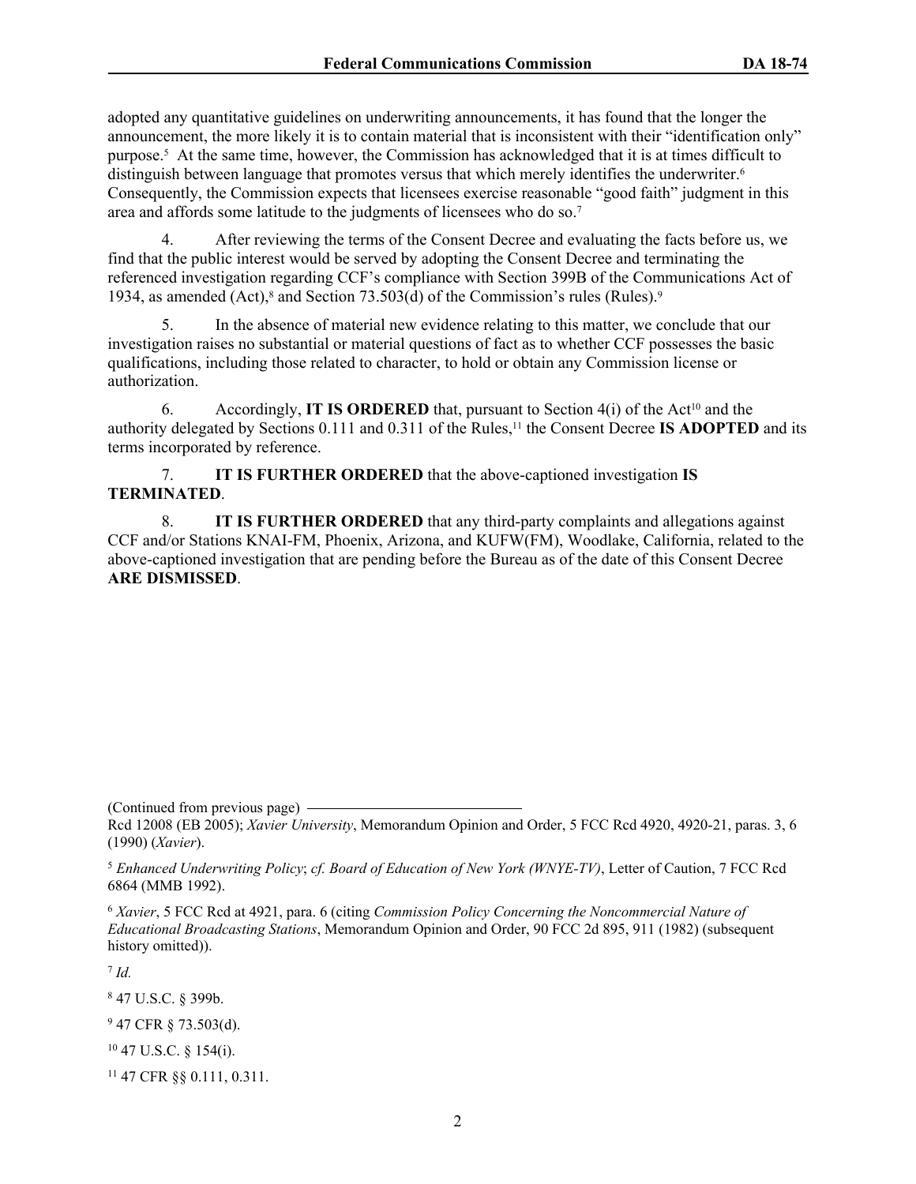adopted any quantitative guidelines on underwriting announcements, it has found that the longer the announcement, the more likely it is to contain material that is inconsistent with their "identification only" purpose.[5] At the same time, however, the Commission has acknowledged that it is at times difficult to distinguish between language that promotes versus that which merely identifies the underwriter.[6] Consequently, the Commission expects that licensees exercise reasonable "good faith" judgment in this area and affords some latitude to the judgments of licensees who do so.[7]

4. After reviewing the terms of the Consent Decree and evaluating the facts before us, we find that the public interest would be served by adopting the Consent Decree and terminating the referenced investigation regarding CCF's compliance with Section 399B of the Communications Act of 1934, as amended (Act),[8] and Section 73.503(d) of the Commission's rules (Rules).[9]

5. In the absence of material new evidence relating to this matter, we conclude that our investigation raises no substantial or material questions of fact as to whether CCF possesses the basic qualifications, including those related to character, to hold or obtain any Commission license or authorization.

6. Accordingly, **IT IS ORDERED** that, pursuant to Section 4(i) of the Act[10] and the authority delegated by Sections 0.111 and 0.311 of the Rules,[11] the Consent Decree **IS ADOPTED** and its terms incorporated by reference.

7. **IT IS FURTHER ORDERED** that the above-captioned investigation **IS TERMINATED**.

8. **IT IS FURTHER ORDERED** that any third-party complaints and allegations against CCF and/or Stations KNAI-FM, Phoenix, Arizona, and KUFW(FM), Woodlake, California, related to the above-captioned investigation that are pending before the Bureau as of the date of this Consent Decree **ARE DISMISSED**.

(Continued from previous page)

Rcd 12008 (EB 2005); *Xavier University*, Memorandum Opinion and Order, 5 FCC Rcd 4920, 4920-21, paras. 3, 6 (1990) (*Xavier*).

[5] *Enhanced Underwriting Policy*; *cf. Board of Education of New York (WNYE-TV)*, Letter of Caution, 7 FCC Rcd 6864 (MMB 1992).

[6] *Xavier*, 5 FCC Rcd at 4921, para. 6 (citing *Commission Policy Concerning the Noncommercial Nature of Educational Broadcasting Stations*, Memorandum Opinion and Order, 90 FCC 2d 895, 911 (1982) (subsequent history omitted)).

[7] *Id.*

[8] 47 U.S.C. § 399b.

[9] 47 CFR § 73.503(d).

[10] 47 U.S.C. § 154(i).

[11] 47 CFR §§ 0.111, 0.311.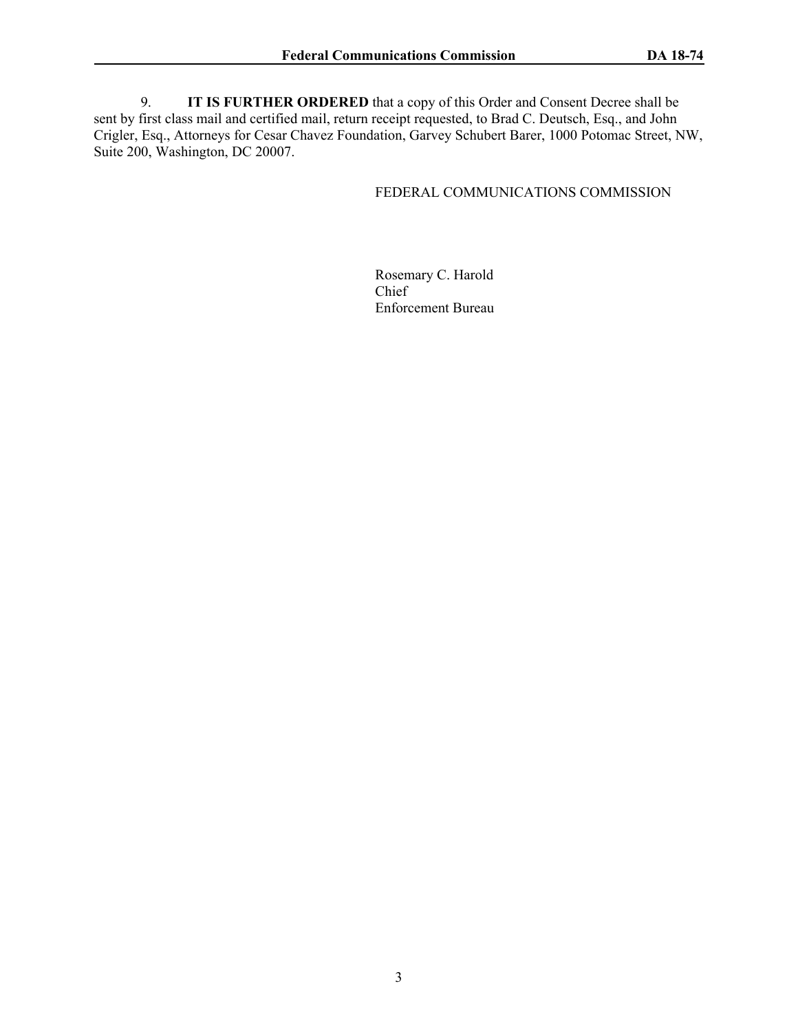9. **IT IS FURTHER ORDERED** that a copy of this Order and Consent Decree shall be sent by first class mail and certified mail, return receipt requested, to Brad C. Deutsch, Esq., and John Crigler, Esq., Attorneys for Cesar Chavez Foundation, Garvey Schubert Barer, 1000 Potomac Street, NW, Suite 200, Washington, DC 20007.

FEDERAL COMMUNICATIONS COMMISSION

Rosemary C. Harold
Chief
Enforcement Bureau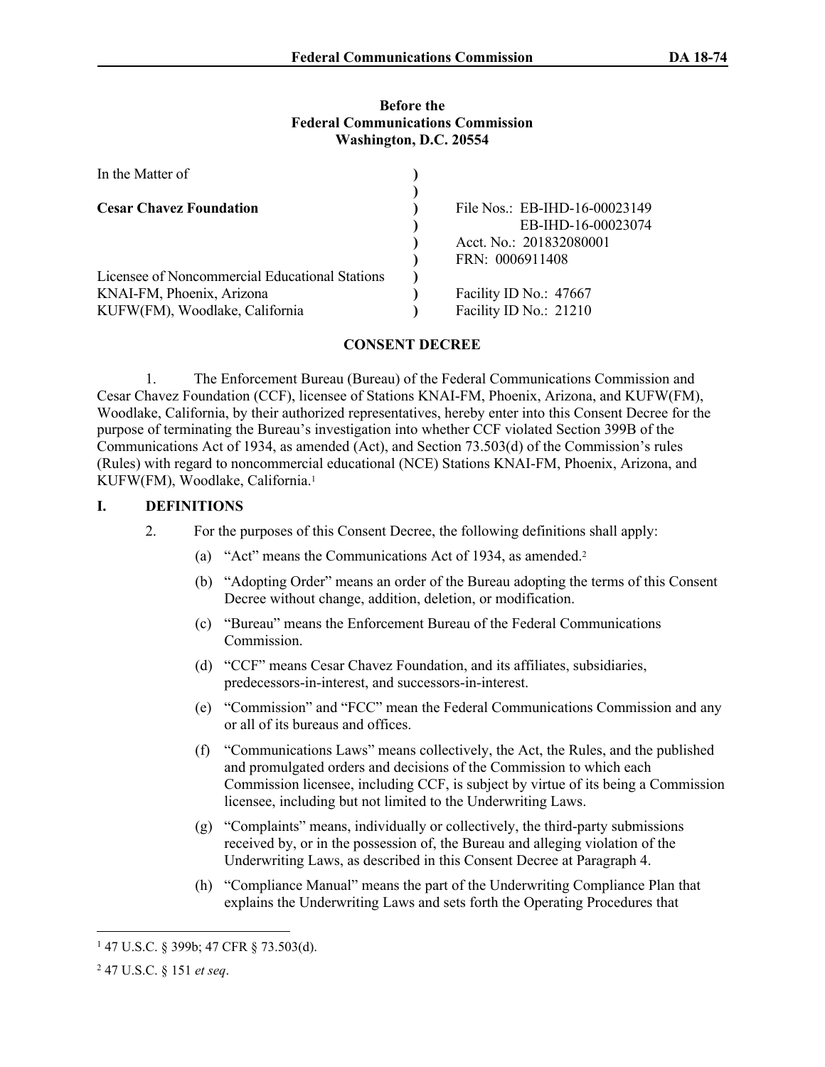**Before the**
**Federal Communications Commission**
**Washington, D.C. 20554**

| In the Matter of | ) | |
|---|---|---|
| | ) | |
| **Cesar Chavez Foundation** | ) | File Nos.: EB-IHD-16-00023149 |
| | ) | EB-IHD-16-00023074 |
| | ) | Acct. No.: 201832080001 |
| | ) | FRN: 0006911408 |
| Licensee of Noncommercial Educational Stations | ) | |
| KNAI-FM, Phoenix, Arizona | ) | Facility ID No.: 47667 |
| KUFW(FM), Woodlake, California | ) | Facility ID No.: 21210 |

**CONSENT DECREE**

1. The Enforcement Bureau (Bureau) of the Federal Communications Commission and Cesar Chavez Foundation (CCF), licensee of Stations KNAI-FM, Phoenix, Arizona, and KUFW(FM), Woodlake, California, by their authorized representatives, hereby enter into this Consent Decree for the purpose of terminating the Bureau's investigation into whether CCF violated Section 399B of the Communications Act of 1934, as amended (Act), and Section 73.503(d) of the Commission's rules (Rules) with regard to noncommercial educational (NCE) Stations KNAI-FM, Phoenix, Arizona, and KUFW(FM), Woodlake, California.[1]

## I. DEFINITIONS

2. For the purposes of this Consent Decree, the following definitions shall apply:

(a) "Act" means the Communications Act of 1934, as amended.[2]

(b) "Adopting Order" means an order of the Bureau adopting the terms of this Consent Decree without change, addition, deletion, or modification.

(c) "Bureau" means the Enforcement Bureau of the Federal Communications Commission.

(d) "CCF" means Cesar Chavez Foundation, and its affiliates, subsidiaries, predecessors-in-interest, and successors-in-interest.

(e) "Commission" and "FCC" mean the Federal Communications Commission and any or all of its bureaus and offices.

(f) "Communications Laws" means collectively, the Act, the Rules, and the published and promulgated orders and decisions of the Commission to which each Commission licensee, including CCF, is subject by virtue of its being a Commission licensee, including but not limited to the Underwriting Laws.

(g) "Complaints" means, individually or collectively, the third-party submissions received by, or in the possession of, the Bureau and alleging violation of the Underwriting Laws, as described in this Consent Decree at Paragraph 4.

(h) "Compliance Manual" means the part of the Underwriting Compliance Plan that explains the Underwriting Laws and sets forth the Operating Procedures that

---

[1] 47 U.S.C. § 399b; 47 CFR § 73.503(d).

[2] 47 U.S.C. § 151 *et seq*.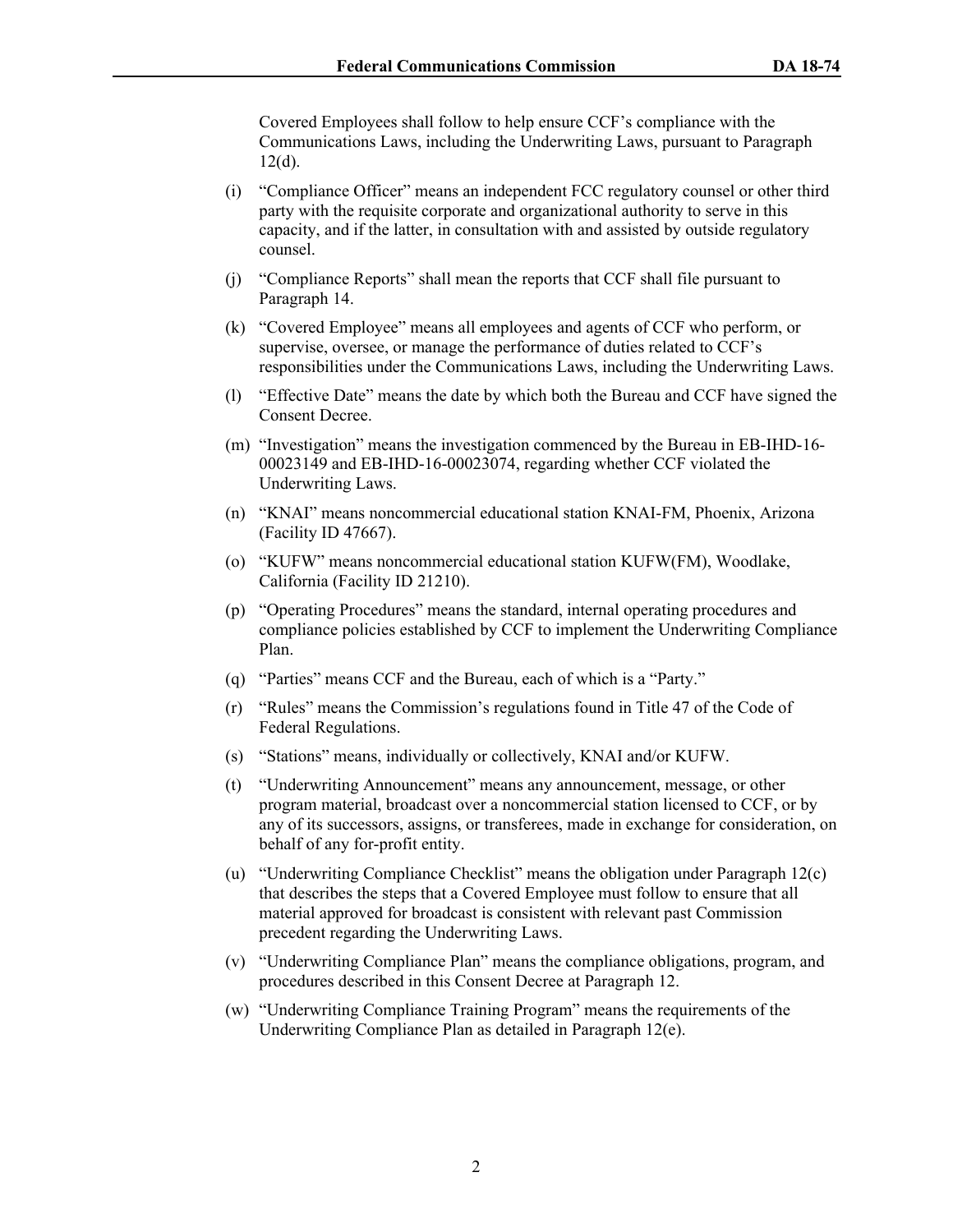Covered Employees shall follow to help ensure CCF's compliance with the Communications Laws, including the Underwriting Laws, pursuant to Paragraph 12(d).

(i) "Compliance Officer" means an independent FCC regulatory counsel or other third party with the requisite corporate and organizational authority to serve in this capacity, and if the latter, in consultation with and assisted by outside regulatory counsel.

(j) "Compliance Reports" shall mean the reports that CCF shall file pursuant to Paragraph 14.

(k) "Covered Employee" means all employees and agents of CCF who perform, or supervise, oversee, or manage the performance of duties related to CCF's responsibilities under the Communications Laws, including the Underwriting Laws.

(l) "Effective Date" means the date by which both the Bureau and CCF have signed the Consent Decree.

(m) "Investigation" means the investigation commenced by the Bureau in EB-IHD-16-00023149 and EB-IHD-16-00023074, regarding whether CCF violated the Underwriting Laws.

(n) "KNAI" means noncommercial educational station KNAI-FM, Phoenix, Arizona (Facility ID 47667).

(o) "KUFW" means noncommercial educational station KUFW(FM), Woodlake, California (Facility ID 21210).

(p) "Operating Procedures" means the standard, internal operating procedures and compliance policies established by CCF to implement the Underwriting Compliance Plan.

(q) "Parties" means CCF and the Bureau, each of which is a "Party."

(r) "Rules" means the Commission's regulations found in Title 47 of the Code of Federal Regulations.

(s) "Stations" means, individually or collectively, KNAI and/or KUFW.

(t) "Underwriting Announcement" means any announcement, message, or other program material, broadcast over a noncommercial station licensed to CCF, or by any of its successors, assigns, or transferees, made in exchange for consideration, on behalf of any for-profit entity.

(u) "Underwriting Compliance Checklist" means the obligation under Paragraph 12(c) that describes the steps that a Covered Employee must follow to ensure that all material approved for broadcast is consistent with relevant past Commission precedent regarding the Underwriting Laws.

(v) "Underwriting Compliance Plan" means the compliance obligations, program, and procedures described in this Consent Decree at Paragraph 12.

(w) "Underwriting Compliance Training Program" means the requirements of the Underwriting Compliance Plan as detailed in Paragraph 12(e).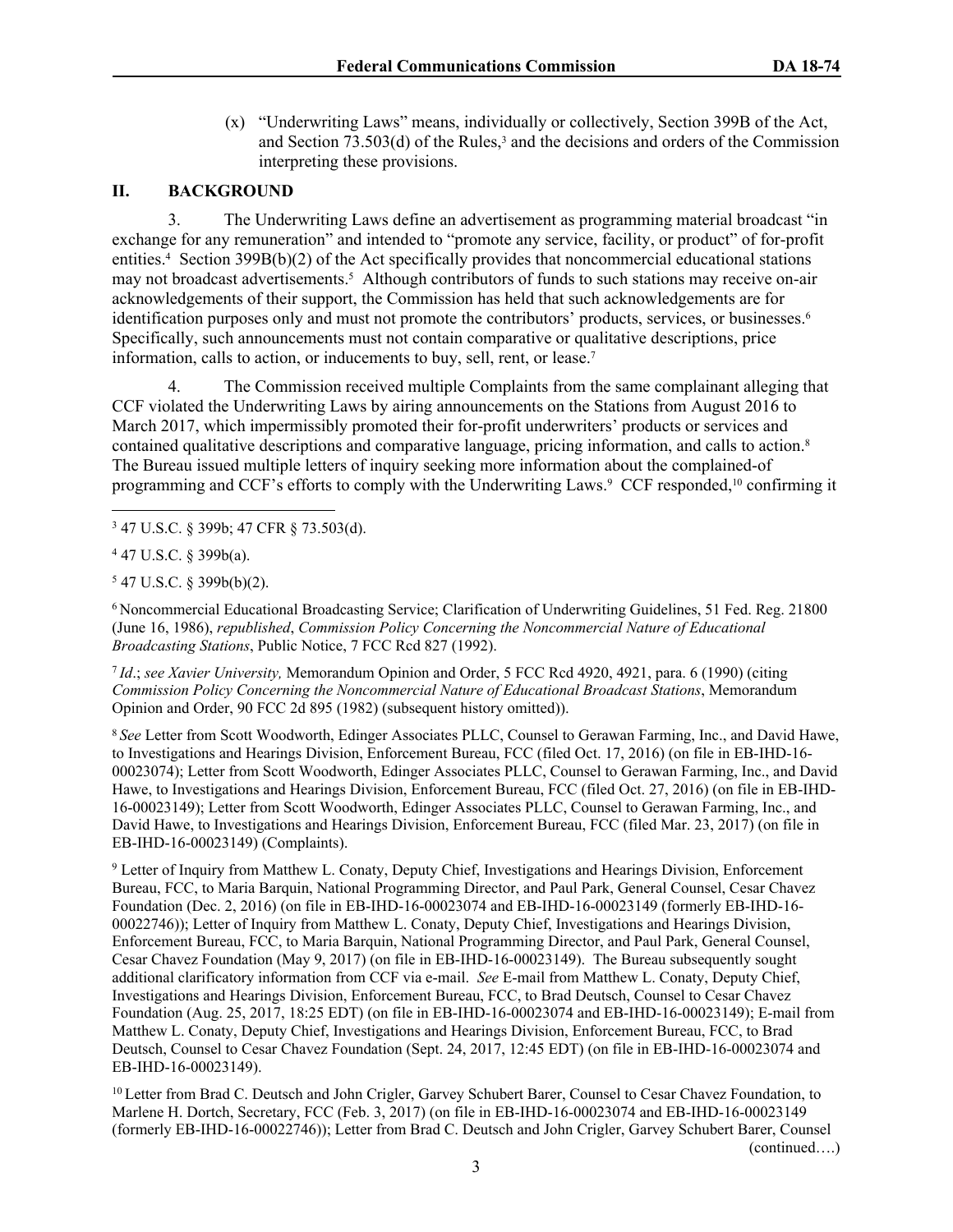(x) "Underwriting Laws" means, individually or collectively, Section 399B of the Act, and Section 73.503(d) of the Rules,[3] and the decisions and orders of the Commission interpreting these provisions.

## II. BACKGROUND

3. The Underwriting Laws define an advertisement as programming material broadcast "in exchange for any remuneration" and intended to "promote any service, facility, or product" of for-profit entities.[4] Section 399B(b)(2) of the Act specifically provides that noncommercial educational stations may not broadcast advertisements.[5] Although contributors of funds to such stations may receive on-air acknowledgements of their support, the Commission has held that such acknowledgements are for identification purposes only and must not promote the contributors' products, services, or businesses.[6] Specifically, such announcements must not contain comparative or qualitative descriptions, price information, calls to action, or inducements to buy, sell, rent, or lease.[7]

4. The Commission received multiple Complaints from the same complainant alleging that CCF violated the Underwriting Laws by airing announcements on the Stations from August 2016 to March 2017, which impermissibly promoted their for-profit underwriters' products or services and contained qualitative descriptions and comparative language, pricing information, and calls to action.[8] The Bureau issued multiple letters of inquiry seeking more information about the complained-of programming and CCF's efforts to comply with the Underwriting Laws.[9] CCF responded,[10] confirming it

---

[3] 47 U.S.C. § 399b; 47 CFR § 73.503(d).

[4] 47 U.S.C. § 399b(a).

[5] 47 U.S.C. § 399b(b)(2).

[6] Noncommercial Educational Broadcasting Service; Clarification of Underwriting Guidelines, 51 Fed. Reg. 21800 (June 16, 1986), *republished*, *Commission Policy Concerning the Noncommercial Nature of Educational Broadcasting Stations*, Public Notice, 7 FCC Rcd 827 (1992).

[7] *Id*.; *see Xavier University,* Memorandum Opinion and Order, 5 FCC Rcd 4920, 4921, para. 6 (1990) (citing *Commission Policy Concerning the Noncommercial Nature of Educational Broadcast Stations*, Memorandum Opinion and Order, 90 FCC 2d 895 (1982) (subsequent history omitted)).

[8] *See* Letter from Scott Woodworth, Edinger Associates PLLC, Counsel to Gerawan Farming, Inc., and David Hawe, to Investigations and Hearings Division, Enforcement Bureau, FCC (filed Oct. 17, 2016) (on file in EB-IHD-16-00023074); Letter from Scott Woodworth, Edinger Associates PLLC, Counsel to Gerawan Farming, Inc., and David Hawe, to Investigations and Hearings Division, Enforcement Bureau, FCC (filed Oct. 27, 2016) (on file in EB-IHD-16-00023149); Letter from Scott Woodworth, Edinger Associates PLLC, Counsel to Gerawan Farming, Inc., and David Hawe, to Investigations and Hearings Division, Enforcement Bureau, FCC (filed Mar. 23, 2017) (on file in EB-IHD-16-00023149) (Complaints).

[9] Letter of Inquiry from Matthew L. Conaty, Deputy Chief, Investigations and Hearings Division, Enforcement Bureau, FCC, to Maria Barquin, National Programming Director, and Paul Park, General Counsel, Cesar Chavez Foundation (Dec. 2, 2016) (on file in EB-IHD-16-00023074 and EB-IHD-16-00023149 (formerly EB-IHD-16-00022746)); Letter of Inquiry from Matthew L. Conaty, Deputy Chief, Investigations and Hearings Division, Enforcement Bureau, FCC, to Maria Barquin, National Programming Director, and Paul Park, General Counsel, Cesar Chavez Foundation (May 9, 2017) (on file in EB-IHD-16-00023149). The Bureau subsequently sought additional clarificatory information from CCF via e-mail. *See* E-mail from Matthew L. Conaty, Deputy Chief, Investigations and Hearings Division, Enforcement Bureau, FCC, to Brad Deutsch, Counsel to Cesar Chavez Foundation (Aug. 25, 2017, 18:25 EDT) (on file in EB-IHD-16-00023074 and EB-IHD-16-00023149); E-mail from Matthew L. Conaty, Deputy Chief, Investigations and Hearings Division, Enforcement Bureau, FCC, to Brad Deutsch, Counsel to Cesar Chavez Foundation (Sept. 24, 2017, 12:45 EDT) (on file in EB-IHD-16-00023074 and EB-IHD-16-00023149).

[10] Letter from Brad C. Deutsch and John Crigler, Garvey Schubert Barer, Counsel to Cesar Chavez Foundation, to Marlene H. Dortch, Secretary, FCC (Feb. 3, 2017) (on file in EB-IHD-16-00023074 and EB-IHD-16-00023149 (formerly EB-IHD-16-00022746)); Letter from Brad C. Deutsch and John Crigler, Garvey Schubert Barer, Counsel

(continued….)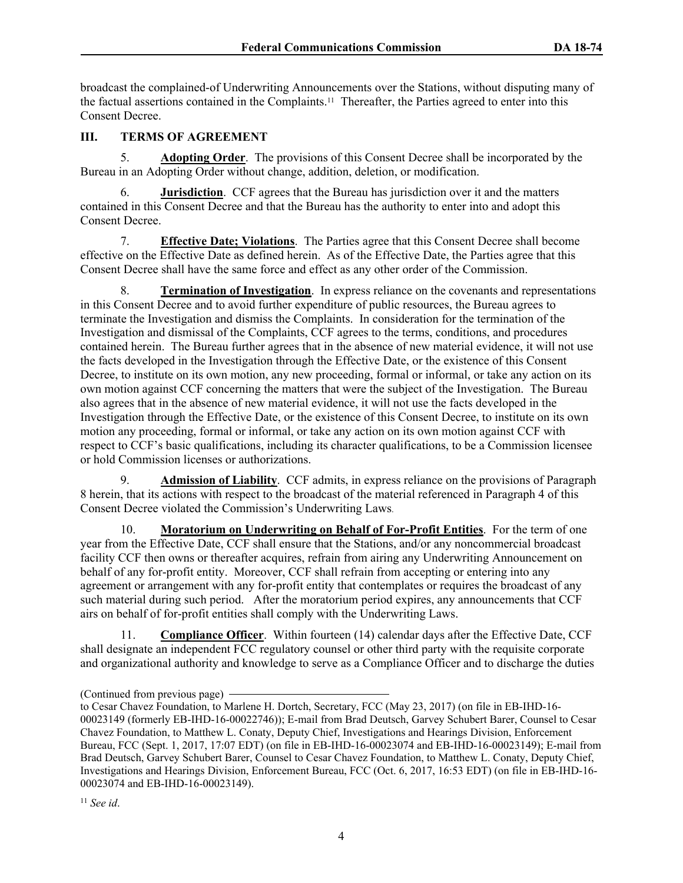broadcast the complained-of Underwriting Announcements over the Stations, without disputing many of the factual assertions contained in the Complaints.[11] Thereafter, the Parties agreed to enter into this Consent Decree.

## III. TERMS OF AGREEMENT

5. **Adopting Order**. The provisions of this Consent Decree shall be incorporated by the Bureau in an Adopting Order without change, addition, deletion, or modification.

6. **Jurisdiction**. CCF agrees that the Bureau has jurisdiction over it and the matters contained in this Consent Decree and that the Bureau has the authority to enter into and adopt this Consent Decree.

7. **Effective Date; Violations**. The Parties agree that this Consent Decree shall become effective on the Effective Date as defined herein. As of the Effective Date, the Parties agree that this Consent Decree shall have the same force and effect as any other order of the Commission.

8. **Termination of Investigation**. In express reliance on the covenants and representations in this Consent Decree and to avoid further expenditure of public resources, the Bureau agrees to terminate the Investigation and dismiss the Complaints. In consideration for the termination of the Investigation and dismissal of the Complaints, CCF agrees to the terms, conditions, and procedures contained herein. The Bureau further agrees that in the absence of new material evidence, it will not use the facts developed in the Investigation through the Effective Date, or the existence of this Consent Decree, to institute on its own motion, any new proceeding, formal or informal, or take any action on its own motion against CCF concerning the matters that were the subject of the Investigation. The Bureau also agrees that in the absence of new material evidence, it will not use the facts developed in the Investigation through the Effective Date, or the existence of this Consent Decree, to institute on its own motion any proceeding, formal or informal, or take any action on its own motion against CCF with respect to CCF's basic qualifications, including its character qualifications, to be a Commission licensee or hold Commission licenses or authorizations.

9. **Admission of Liability**. CCF admits, in express reliance on the provisions of Paragraph 8 herein, that its actions with respect to the broadcast of the material referenced in Paragraph 4 of this Consent Decree violated the Commission's Underwriting Laws.

10. **Moratorium on Underwriting on Behalf of For-Profit Entities**. For the term of one year from the Effective Date, CCF shall ensure that the Stations, and/or any noncommercial broadcast facility CCF then owns or thereafter acquires, refrain from airing any Underwriting Announcement on behalf of any for-profit entity. Moreover, CCF shall refrain from accepting or entering into any agreement or arrangement with any for-profit entity that contemplates or requires the broadcast of any such material during such period. After the moratorium period expires, any announcements that CCF airs on behalf of for-profit entities shall comply with the Underwriting Laws.

11. **Compliance Officer**. Within fourteen (14) calendar days after the Effective Date, CCF shall designate an independent FCC regulatory counsel or other third party with the requisite corporate and organizational authority and knowledge to serve as a Compliance Officer and to discharge the duties

(Continued from previous page) to Cesar Chavez Foundation, to Marlene H. Dortch, Secretary, FCC (May 23, 2017) (on file in EB-IHD-16-00023149 (formerly EB-IHD-16-00022746)); E-mail from Brad Deutsch, Garvey Schubert Barer, Counsel to Cesar Chavez Foundation, to Matthew L. Conaty, Deputy Chief, Investigations and Hearings Division, Enforcement Bureau, FCC (Sept. 1, 2017, 17:07 EDT) (on file in EB-IHD-16-00023074 and EB-IHD-16-00023149); E-mail from Brad Deutsch, Garvey Schubert Barer, Counsel to Cesar Chavez Foundation, to Matthew L. Conaty, Deputy Chief, Investigations and Hearings Division, Enforcement Bureau, FCC (Oct. 6, 2017, 16:53 EDT) (on file in EB-IHD-16-00023074 and EB-IHD-16-00023149).

[11] *See id*.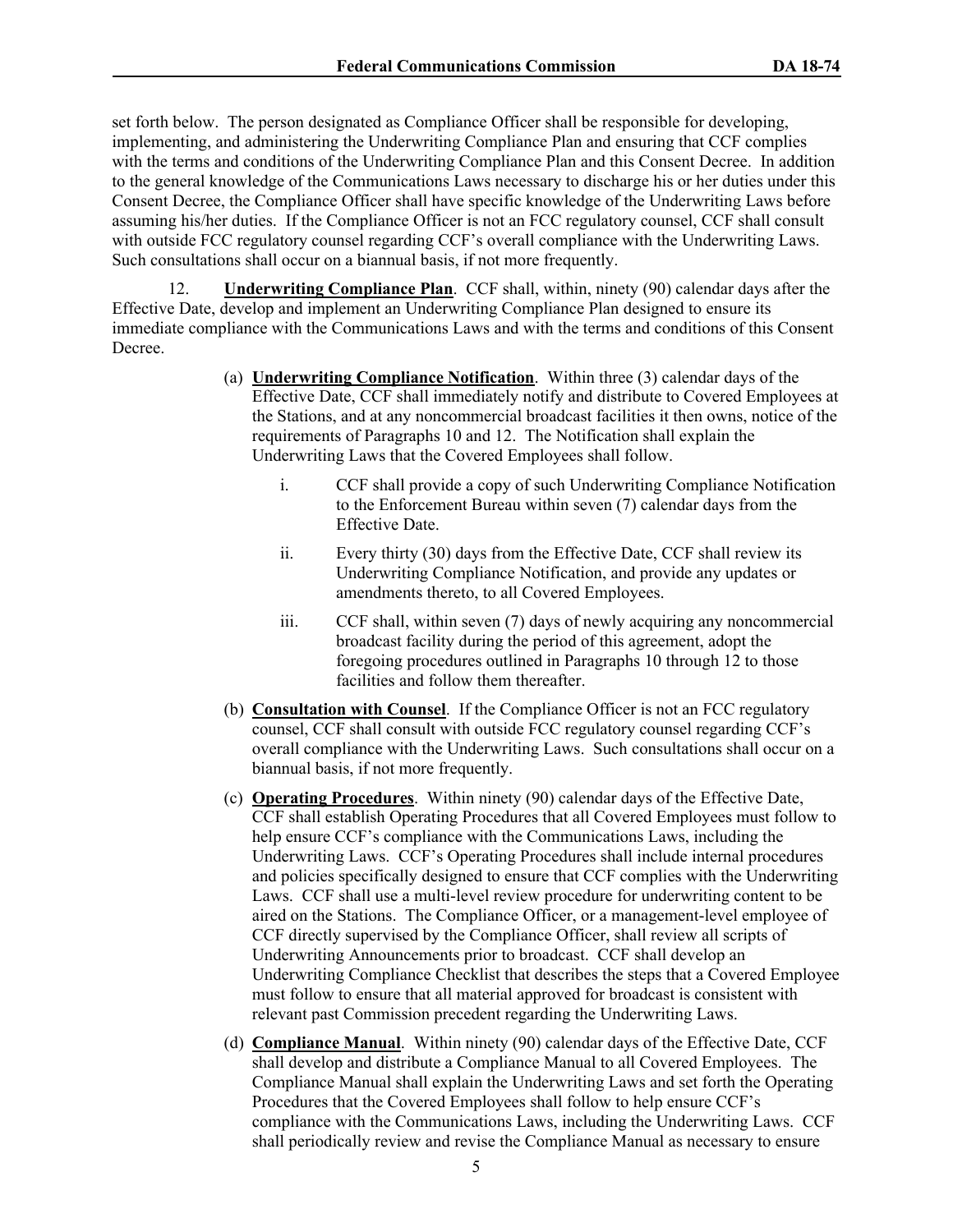set forth below. The person designated as Compliance Officer shall be responsible for developing, implementing, and administering the Underwriting Compliance Plan and ensuring that CCF complies with the terms and conditions of the Underwriting Compliance Plan and this Consent Decree. In addition to the general knowledge of the Communications Laws necessary to discharge his or her duties under this Consent Decree, the Compliance Officer shall have specific knowledge of the Underwriting Laws before assuming his/her duties. If the Compliance Officer is not an FCC regulatory counsel, CCF shall consult with outside FCC regulatory counsel regarding CCF's overall compliance with the Underwriting Laws. Such consultations shall occur on a biannual basis, if not more frequently.

12. **Underwriting Compliance Plan**. CCF shall, within, ninety (90) calendar days after the Effective Date, develop and implement an Underwriting Compliance Plan designed to ensure its immediate compliance with the Communications Laws and with the terms and conditions of this Consent Decree.

(a) **Underwriting Compliance Notification**. Within three (3) calendar days of the Effective Date, CCF shall immediately notify and distribute to Covered Employees at the Stations, and at any noncommercial broadcast facilities it then owns, notice of the requirements of Paragraphs 10 and 12. The Notification shall explain the Underwriting Laws that the Covered Employees shall follow.

   i. CCF shall provide a copy of such Underwriting Compliance Notification to the Enforcement Bureau within seven (7) calendar days from the Effective Date.

   ii. Every thirty (30) days from the Effective Date, CCF shall review its Underwriting Compliance Notification, and provide any updates or amendments thereto, to all Covered Employees.

   iii. CCF shall, within seven (7) days of newly acquiring any noncommercial broadcast facility during the period of this agreement, adopt the foregoing procedures outlined in Paragraphs 10 through 12 to those facilities and follow them thereafter.

(b) **Consultation with Counsel**. If the Compliance Officer is not an FCC regulatory counsel, CCF shall consult with outside FCC regulatory counsel regarding CCF's overall compliance with the Underwriting Laws. Such consultations shall occur on a biannual basis, if not more frequently.

(c) **Operating Procedures**. Within ninety (90) calendar days of the Effective Date, CCF shall establish Operating Procedures that all Covered Employees must follow to help ensure CCF's compliance with the Communications Laws, including the Underwriting Laws. CCF's Operating Procedures shall include internal procedures and policies specifically designed to ensure that CCF complies with the Underwriting Laws. CCF shall use a multi-level review procedure for underwriting content to be aired on the Stations. The Compliance Officer, or a management-level employee of CCF directly supervised by the Compliance Officer, shall review all scripts of Underwriting Announcements prior to broadcast. CCF shall develop an Underwriting Compliance Checklist that describes the steps that a Covered Employee must follow to ensure that all material approved for broadcast is consistent with relevant past Commission precedent regarding the Underwriting Laws.

(d) **Compliance Manual**. Within ninety (90) calendar days of the Effective Date, CCF shall develop and distribute a Compliance Manual to all Covered Employees. The Compliance Manual shall explain the Underwriting Laws and set forth the Operating Procedures that the Covered Employees shall follow to help ensure CCF's compliance with the Communications Laws, including the Underwriting Laws. CCF shall periodically review and revise the Compliance Manual as necessary to ensure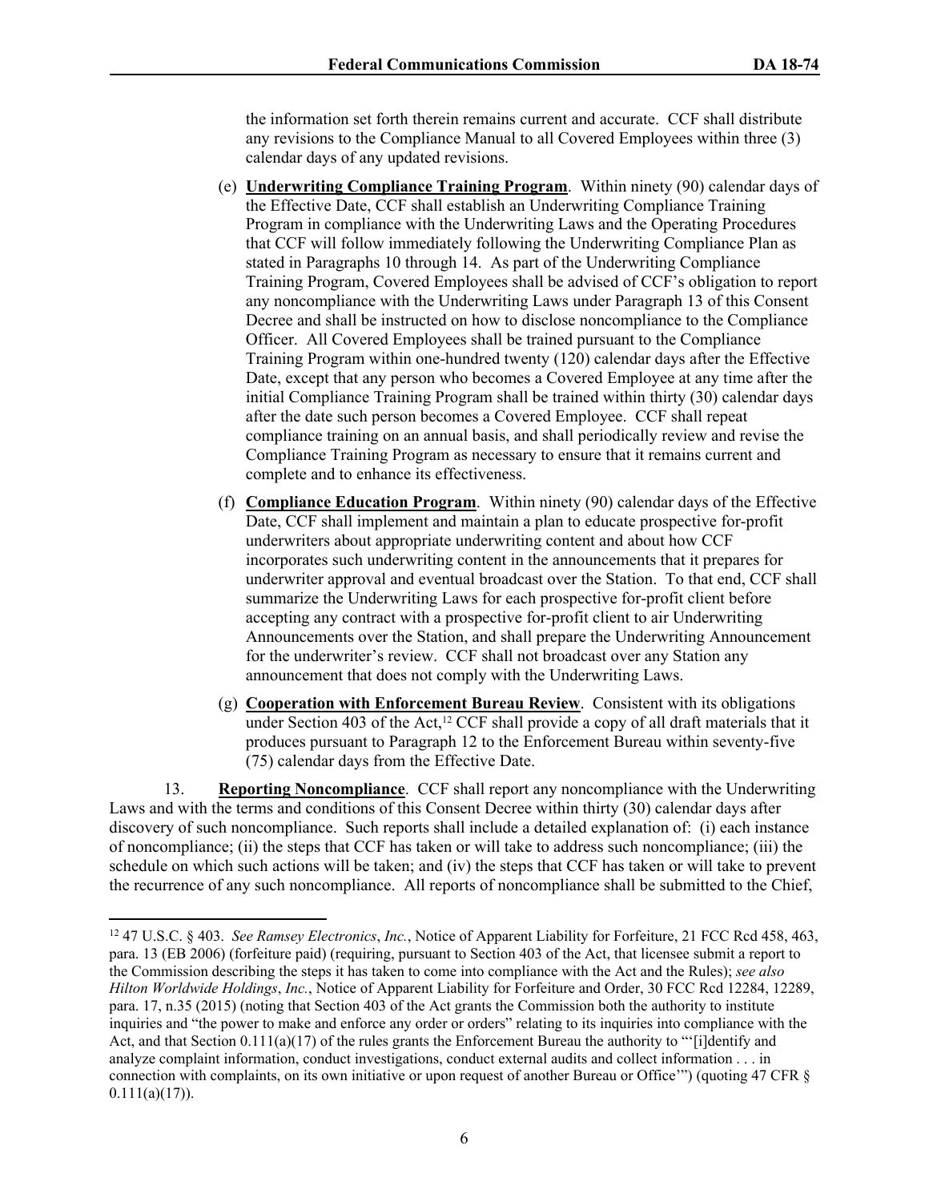the information set forth therein remains current and accurate. CCF shall distribute any revisions to the Compliance Manual to all Covered Employees within three (3) calendar days of any updated revisions.

(e) **Underwriting Compliance Training Program**. Within ninety (90) calendar days of the Effective Date, CCF shall establish an Underwriting Compliance Training Program in compliance with the Underwriting Laws and the Operating Procedures that CCF will follow immediately following the Underwriting Compliance Plan as stated in Paragraphs 10 through 14. As part of the Underwriting Compliance Training Program, Covered Employees shall be advised of CCF's obligation to report any noncompliance with the Underwriting Laws under Paragraph 13 of this Consent Decree and shall be instructed on how to disclose noncompliance to the Compliance Officer. All Covered Employees shall be trained pursuant to the Compliance Training Program within one-hundred twenty (120) calendar days after the Effective Date, except that any person who becomes a Covered Employee at any time after the initial Compliance Training Program shall be trained within thirty (30) calendar days after the date such person becomes a Covered Employee. CCF shall repeat compliance training on an annual basis, and shall periodically review and revise the Compliance Training Program as necessary to ensure that it remains current and complete and to enhance its effectiveness.

(f) **Compliance Education Program**. Within ninety (90) calendar days of the Effective Date, CCF shall implement and maintain a plan to educate prospective for-profit underwriters about appropriate underwriting content and about how CCF incorporates such underwriting content in the announcements that it prepares for underwriter approval and eventual broadcast over the Station. To that end, CCF shall summarize the Underwriting Laws for each prospective for-profit client before accepting any contract with a prospective for-profit client to air Underwriting Announcements over the Station, and shall prepare the Underwriting Announcement for the underwriter's review. CCF shall not broadcast over any Station any announcement that does not comply with the Underwriting Laws.

(g) **Cooperation with Enforcement Bureau Review**. Consistent with its obligations under Section 403 of the Act,[12] CCF shall provide a copy of all draft materials that it produces pursuant to Paragraph 12 to the Enforcement Bureau within seventy-five (75) calendar days from the Effective Date.

13. **Reporting Noncompliance**. CCF shall report any noncompliance with the Underwriting Laws and with the terms and conditions of this Consent Decree within thirty (30) calendar days after discovery of such noncompliance. Such reports shall include a detailed explanation of: (i) each instance of noncompliance; (ii) the steps that CCF has taken or will take to address such noncompliance; (iii) the schedule on which such actions will be taken; and (iv) the steps that CCF has taken or will take to prevent the recurrence of any such noncompliance. All reports of noncompliance shall be submitted to the Chief,

---

[12] 47 U.S.C. § 403. *See Ramsey Electronics*, *Inc.*, Notice of Apparent Liability for Forfeiture, 21 FCC Rcd 458, 463, para. 13 (EB 2006) (forfeiture paid) (requiring, pursuant to Section 403 of the Act, that licensee submit a report to the Commission describing the steps it has taken to come into compliance with the Act and the Rules); *see also Hilton Worldwide Holdings*, *Inc.*, Notice of Apparent Liability for Forfeiture and Order, 30 FCC Rcd 12284, 12289, para. 17, n.35 (2015) (noting that Section 403 of the Act grants the Commission both the authority to institute inquiries and "the power to make and enforce any order or orders" relating to its inquiries into compliance with the Act, and that Section 0.111(a)(17) of the rules grants the Enforcement Bureau the authority to "'[i]dentify and analyze complaint information, conduct investigations, conduct external audits and collect information . . . in connection with complaints, on its own initiative or upon request of another Bureau or Office'") (quoting 47 CFR § 0.111(a)(17)).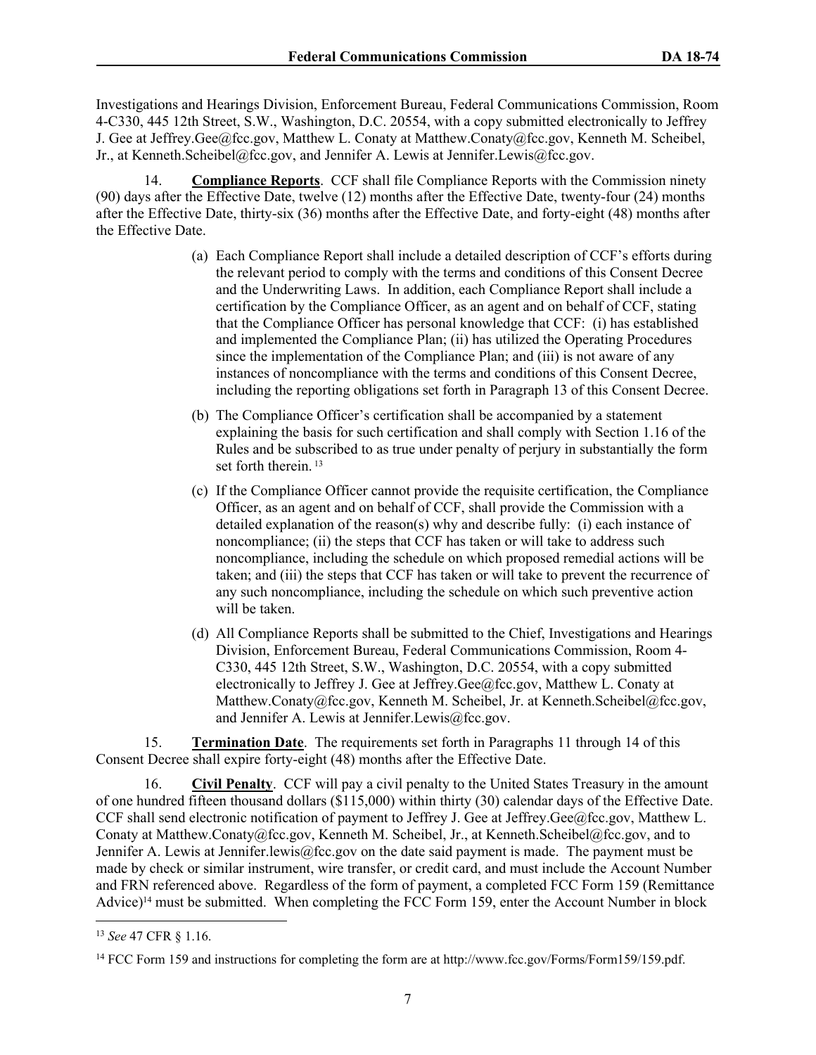Investigations and Hearings Division, Enforcement Bureau, Federal Communications Commission, Room 4-C330, 445 12th Street, S.W., Washington, D.C. 20554, with a copy submitted electronically to Jeffrey J. Gee at Jeffrey.Gee@fcc.gov, Matthew L. Conaty at Matthew.Conaty@fcc.gov, Kenneth M. Scheibel, Jr., at Kenneth.Scheibel@fcc.gov, and Jennifer A. Lewis at Jennifer.Lewis@fcc.gov.

14. **Compliance Reports**. CCF shall file Compliance Reports with the Commission ninety (90) days after the Effective Date, twelve (12) months after the Effective Date, twenty-four (24) months after the Effective Date, thirty-six (36) months after the Effective Date, and forty-eight (48) months after the Effective Date.

(a) Each Compliance Report shall include a detailed description of CCF's efforts during the relevant period to comply with the terms and conditions of this Consent Decree and the Underwriting Laws. In addition, each Compliance Report shall include a certification by the Compliance Officer, as an agent and on behalf of CCF, stating that the Compliance Officer has personal knowledge that CCF: (i) has established and implemented the Compliance Plan; (ii) has utilized the Operating Procedures since the implementation of the Compliance Plan; and (iii) is not aware of any instances of noncompliance with the terms and conditions of this Consent Decree, including the reporting obligations set forth in Paragraph 13 of this Consent Decree.

(b) The Compliance Officer's certification shall be accompanied by a statement explaining the basis for such certification and shall comply with Section 1.16 of the Rules and be subscribed to as true under penalty of perjury in substantially the form set forth therein.[13]

(c) If the Compliance Officer cannot provide the requisite certification, the Compliance Officer, as an agent and on behalf of CCF, shall provide the Commission with a detailed explanation of the reason(s) why and describe fully: (i) each instance of noncompliance; (ii) the steps that CCF has taken or will take to address such noncompliance, including the schedule on which proposed remedial actions will be taken; and (iii) the steps that CCF has taken or will take to prevent the recurrence of any such noncompliance, including the schedule on which such preventive action will be taken.

(d) All Compliance Reports shall be submitted to the Chief, Investigations and Hearings Division, Enforcement Bureau, Federal Communications Commission, Room 4-C330, 445 12th Street, S.W., Washington, D.C. 20554, with a copy submitted electronically to Jeffrey J. Gee at Jeffrey.Gee@fcc.gov, Matthew L. Conaty at Matthew.Conaty@fcc.gov, Kenneth M. Scheibel, Jr. at Kenneth.Scheibel@fcc.gov, and Jennifer A. Lewis at Jennifer.Lewis@fcc.gov.

15. **Termination Date**. The requirements set forth in Paragraphs 11 through 14 of this Consent Decree shall expire forty-eight (48) months after the Effective Date.

16. **Civil Penalty**. CCF will pay a civil penalty to the United States Treasury in the amount of one hundred fifteen thousand dollars ($115,000) within thirty (30) calendar days of the Effective Date. CCF shall send electronic notification of payment to Jeffrey J. Gee at Jeffrey.Gee@fcc.gov, Matthew L. Conaty at Matthew.Conaty@fcc.gov, Kenneth M. Scheibel, Jr., at Kenneth.Scheibel@fcc.gov, and to Jennifer A. Lewis at Jennifer.lewis@fcc.gov on the date said payment is made. The payment must be made by check or similar instrument, wire transfer, or credit card, and must include the Account Number and FRN referenced above. Regardless of the form of payment, a completed FCC Form 159 (Remittance Advice)[14] must be submitted. When completing the FCC Form 159, enter the Account Number in block

---

[13] *See* 47 CFR § 1.16.

[14] FCC Form 159 and instructions for completing the form are at http://www.fcc.gov/Forms/Form159/159.pdf.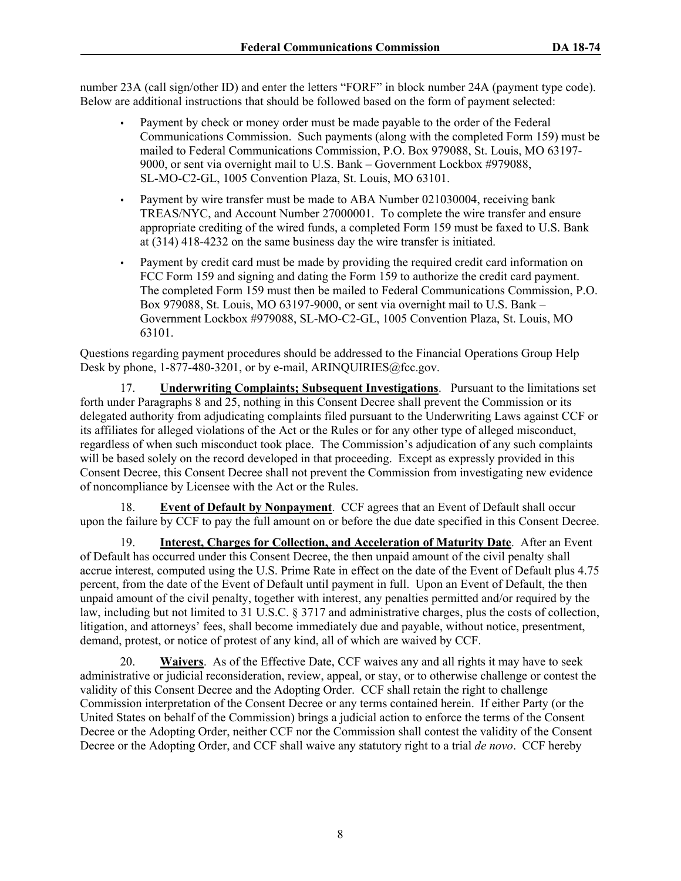number 23A (call sign/other ID) and enter the letters “FORF” in block number 24A (payment type code). Below are additional instructions that should be followed based on the form of payment selected:

- Payment by check or money order must be made payable to the order of the Federal Communications Commission. Such payments (along with the completed Form 159) must be mailed to Federal Communications Commission, P.O. Box 979088, St. Louis, MO 63197-9000, or sent via overnight mail to U.S. Bank – Government Lockbox #979088, SL-MO-C2-GL, 1005 Convention Plaza, St. Louis, MO 63101.
- Payment by wire transfer must be made to ABA Number 021030004, receiving bank TREAS/NYC, and Account Number 27000001. To complete the wire transfer and ensure appropriate crediting of the wired funds, a completed Form 159 must be faxed to U.S. Bank at (314) 418-4232 on the same business day the wire transfer is initiated.
- Payment by credit card must be made by providing the required credit card information on FCC Form 159 and signing and dating the Form 159 to authorize the credit card payment. The completed Form 159 must then be mailed to Federal Communications Commission, P.O. Box 979088, St. Louis, MO 63197-9000, or sent via overnight mail to U.S. Bank – Government Lockbox #979088, SL-MO-C2-GL, 1005 Convention Plaza, St. Louis, MO 63101.

Questions regarding payment procedures should be addressed to the Financial Operations Group Help Desk by phone, 1-877-480-3201, or by e-mail, ARINQUIRIES@fcc.gov.

17. **Underwriting Complaints; Subsequent Investigations**. Pursuant to the limitations set forth under Paragraphs 8 and 25, nothing in this Consent Decree shall prevent the Commission or its delegated authority from adjudicating complaints filed pursuant to the Underwriting Laws against CCF or its affiliates for alleged violations of the Act or the Rules or for any other type of alleged misconduct, regardless of when such misconduct took place. The Commission’s adjudication of any such complaints will be based solely on the record developed in that proceeding. Except as expressly provided in this Consent Decree, this Consent Decree shall not prevent the Commission from investigating new evidence of noncompliance by Licensee with the Act or the Rules.

18. **Event of Default by Nonpayment**. CCF agrees that an Event of Default shall occur upon the failure by CCF to pay the full amount on or before the due date specified in this Consent Decree.

19. **Interest, Charges for Collection, and Acceleration of Maturity Date**. After an Event of Default has occurred under this Consent Decree, the then unpaid amount of the civil penalty shall accrue interest, computed using the U.S. Prime Rate in effect on the date of the Event of Default plus 4.75 percent, from the date of the Event of Default until payment in full. Upon an Event of Default, the then unpaid amount of the civil penalty, together with interest, any penalties permitted and/or required by the law, including but not limited to 31 U.S.C. § 3717 and administrative charges, plus the costs of collection, litigation, and attorneys’ fees, shall become immediately due and payable, without notice, presentment, demand, protest, or notice of protest of any kind, all of which are waived by CCF.

20. **Waivers**. As of the Effective Date, CCF waives any and all rights it may have to seek administrative or judicial reconsideration, review, appeal, or stay, or to otherwise challenge or contest the validity of this Consent Decree and the Adopting Order. CCF shall retain the right to challenge Commission interpretation of the Consent Decree or any terms contained herein. If either Party (or the United States on behalf of the Commission) brings a judicial action to enforce the terms of the Consent Decree or the Adopting Order, neither CCF nor the Commission shall contest the validity of the Consent Decree or the Adopting Order, and CCF shall waive any statutory right to a trial *de novo*. CCF hereby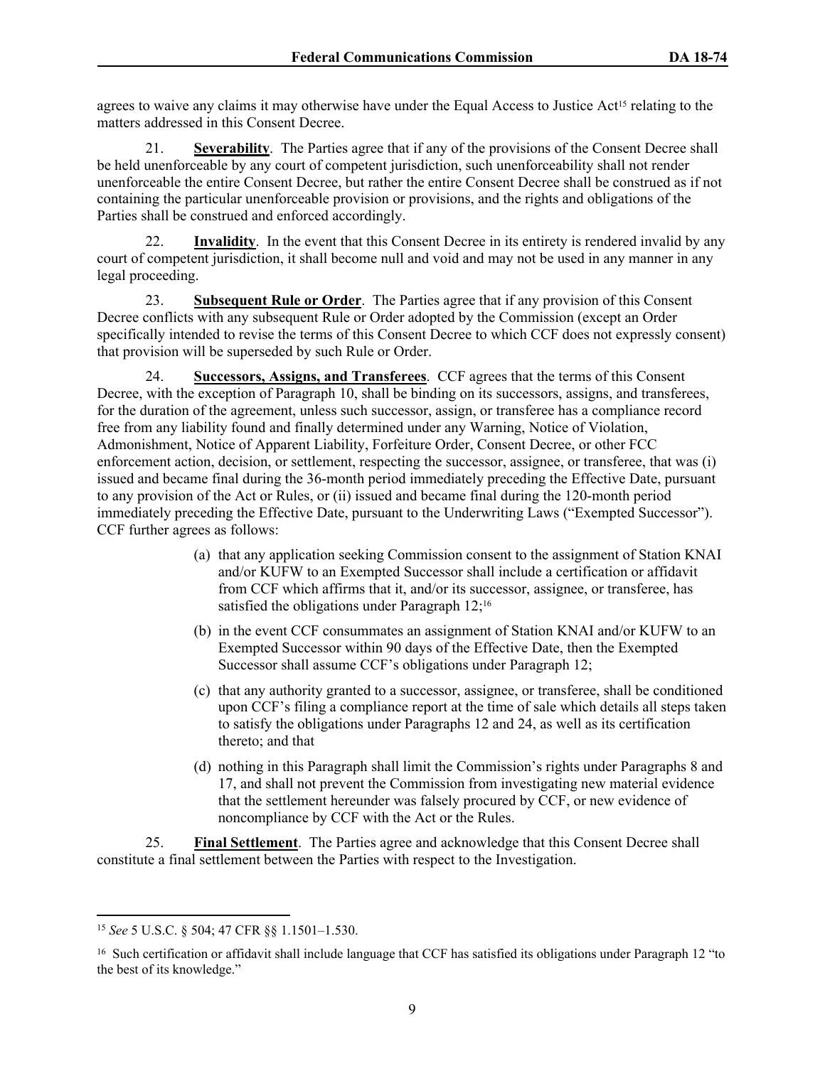agrees to waive any claims it may otherwise have under the Equal Access to Justice Act[15] relating to the matters addressed in this Consent Decree.

21. **Severability**. The Parties agree that if any of the provisions of the Consent Decree shall be held unenforceable by any court of competent jurisdiction, such unenforceability shall not render unenforceable the entire Consent Decree, but rather the entire Consent Decree shall be construed as if not containing the particular unenforceable provision or provisions, and the rights and obligations of the Parties shall be construed and enforced accordingly.

22. **Invalidity**. In the event that this Consent Decree in its entirety is rendered invalid by any court of competent jurisdiction, it shall become null and void and may not be used in any manner in any legal proceeding.

23. **Subsequent Rule or Order**. The Parties agree that if any provision of this Consent Decree conflicts with any subsequent Rule or Order adopted by the Commission (except an Order specifically intended to revise the terms of this Consent Decree to which CCF does not expressly consent) that provision will be superseded by such Rule or Order.

24. **Successors, Assigns, and Transferees**. CCF agrees that the terms of this Consent Decree, with the exception of Paragraph 10, shall be binding on its successors, assigns, and transferees, for the duration of the agreement, unless such successor, assign, or transferee has a compliance record free from any liability found and finally determined under any Warning, Notice of Violation, Admonishment, Notice of Apparent Liability, Forfeiture Order, Consent Decree, or other FCC enforcement action, decision, or settlement, respecting the successor, assignee, or transferee, that was (i) issued and became final during the 36-month period immediately preceding the Effective Date, pursuant to any provision of the Act or Rules, or (ii) issued and became final during the 120-month period immediately preceding the Effective Date, pursuant to the Underwriting Laws ("Exempted Successor"). CCF further agrees as follows:

(a) that any application seeking Commission consent to the assignment of Station KNAI and/or KUFW to an Exempted Successor shall include a certification or affidavit from CCF which affirms that it, and/or its successor, assignee, or transferee, has satisfied the obligations under Paragraph 12;[16]

(b) in the event CCF consummates an assignment of Station KNAI and/or KUFW to an Exempted Successor within 90 days of the Effective Date, then the Exempted Successor shall assume CCF's obligations under Paragraph 12;

(c) that any authority granted to a successor, assignee, or transferee, shall be conditioned upon CCF's filing a compliance report at the time of sale which details all steps taken to satisfy the obligations under Paragraphs 12 and 24, as well as its certification thereto; and that

(d) nothing in this Paragraph shall limit the Commission's rights under Paragraphs 8 and 17, and shall not prevent the Commission from investigating new material evidence that the settlement hereunder was falsely procured by CCF, or new evidence of noncompliance by CCF with the Act or the Rules.

25. **Final Settlement**. The Parties agree and acknowledge that this Consent Decree shall constitute a final settlement between the Parties with respect to the Investigation.

---

[15] *See* 5 U.S.C. § 504; 47 CFR §§ 1.1501–1.530.

[16] Such certification or affidavit shall include language that CCF has satisfied its obligations under Paragraph 12 "to the best of its knowledge."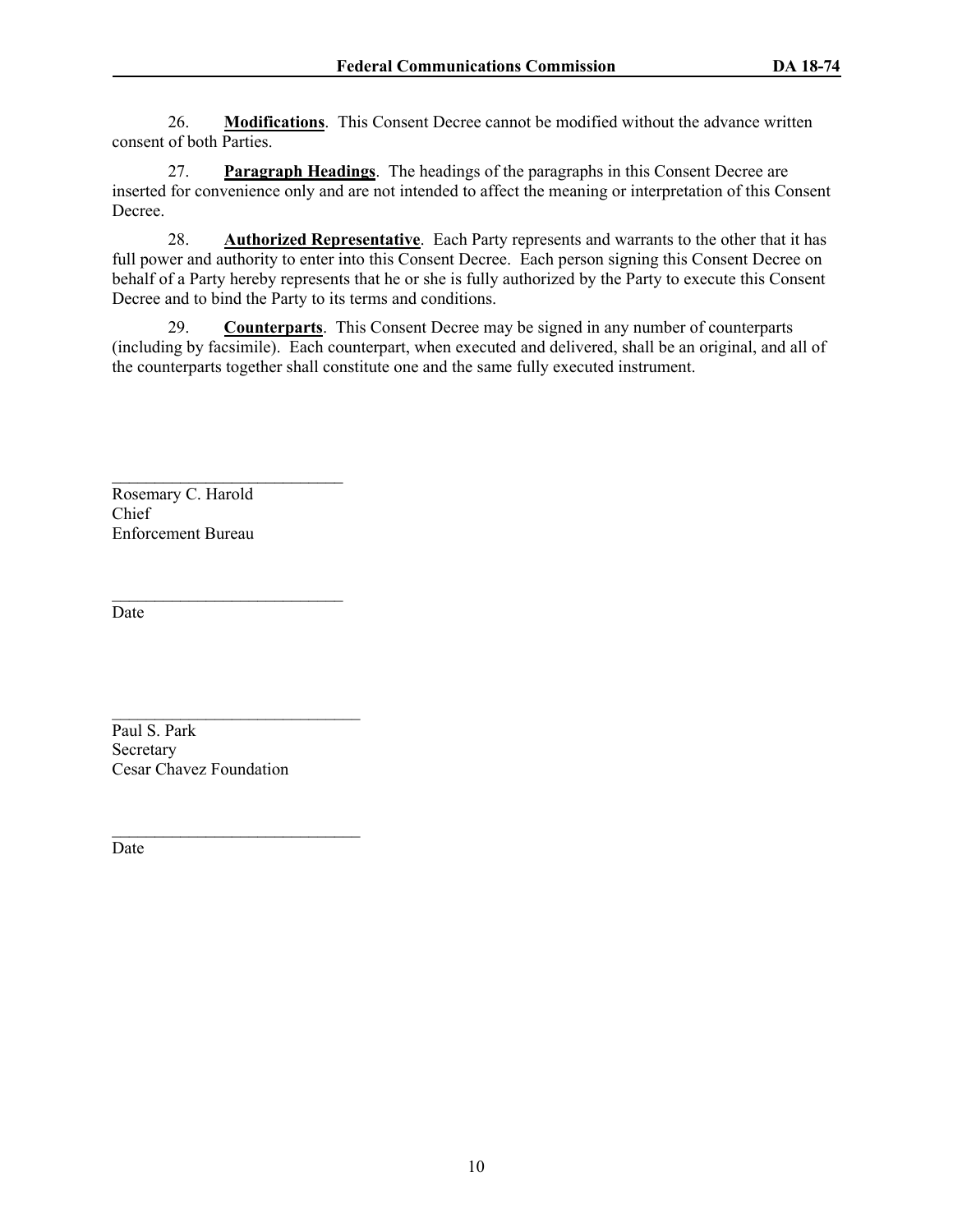26. **Modifications**. This Consent Decree cannot be modified without the advance written consent of both Parties.

27. **Paragraph Headings**. The headings of the paragraphs in this Consent Decree are inserted for convenience only and are not intended to affect the meaning or interpretation of this Consent Decree.

28. **Authorized Representative**. Each Party represents and warrants to the other that it has full power and authority to enter into this Consent Decree. Each person signing this Consent Decree on behalf of a Party hereby represents that he or she is fully authorized by the Party to execute this Consent Decree and to bind the Party to its terms and conditions.

29. **Counterparts**. This Consent Decree may be signed in any number of counterparts (including by facsimile). Each counterpart, when executed and delivered, shall be an original, and all of the counterparts together shall constitute one and the same fully executed instrument.

\_\_\_\_\_\_\_\_\_\_\_\_\_\_\_\_\_\_\_\_\_\_\_\_\_\_\_
Rosemary C. Harold
Chief
Enforcement Bureau

\_\_\_\_\_\_\_\_\_\_\_\_\_\_\_\_\_\_\_\_\_\_\_\_\_\_\_
Date

\_\_\_\_\_\_\_\_\_\_\_\_\_\_\_\_\_\_\_\_\_\_\_\_\_\_\_\_\_
Paul S. Park
Secretary
Cesar Chavez Foundation

\_\_\_\_\_\_\_\_\_\_\_\_\_\_\_\_\_\_\_\_\_\_\_\_\_\_\_\_\_
Date